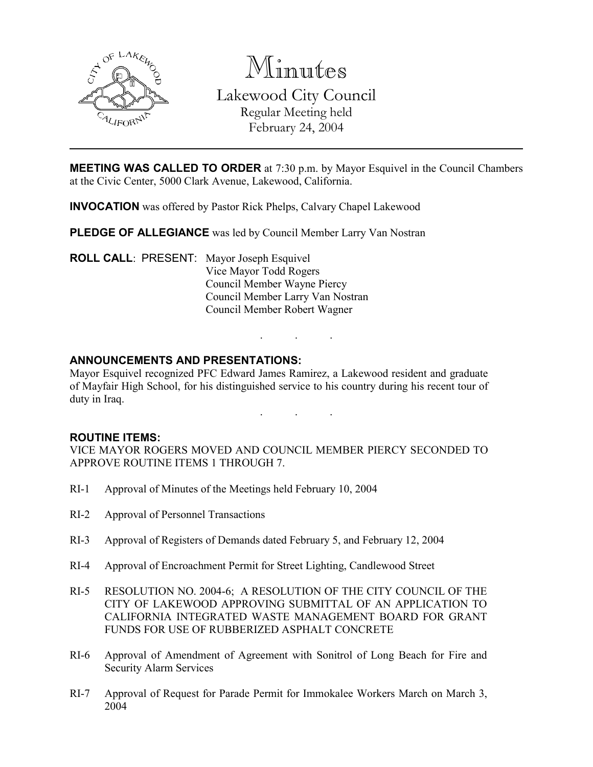# Minutes

## Lakewood City Council

Regular Meeting held
February 24, 2004

---

**MEETING WAS CALLED TO ORDER** at 7:30 p.m. by Mayor Esquivel in the Council Chambers at the Civic Center, 5000 Clark Avenue, Lakewood, California.

**INVOCATION** was offered by Pastor Rick Phelps, Calvary Chapel Lakewood

**PLEDGE OF ALLEGIANCE** was led by Council Member Larry Van Nostran

**ROLL CALL**: PRESENT: Mayor Joseph Esquivel
Vice Mayor Todd Rogers
Council Member Wayne Piercy
Council Member Larry Van Nostran
Council Member Robert Wagner

. . .

**ANNOUNCEMENTS AND PRESENTATIONS:**

Mayor Esquivel recognized PFC Edward James Ramirez, a Lakewood resident and graduate of Mayfair High School, for his distinguished service to his country during his recent tour of duty in Iraq.

. . .

**ROUTINE ITEMS:**

VICE MAYOR ROGERS MOVED AND COUNCIL MEMBER PIERCY SECONDED TO APPROVE ROUTINE ITEMS 1 THROUGH 7.

RI-1 Approval of Minutes of the Meetings held February 10, 2004

RI-2 Approval of Personnel Transactions

RI-3 Approval of Registers of Demands dated February 5, and February 12, 2004

RI-4 Approval of Encroachment Permit for Street Lighting, Candlewood Street

RI-5 RESOLUTION NO. 2004-6; A RESOLUTION OF THE CITY COUNCIL OF THE CITY OF LAKEWOOD APPROVING SUBMITTAL OF AN APPLICATION TO CALIFORNIA INTEGRATED WASTE MANAGEMENT BOARD FOR GRANT FUNDS FOR USE OF RUBBERIZED ASPHALT CONCRETE

RI-6 Approval of Amendment of Agreement with Sonitrol of Long Beach for Fire and Security Alarm Services

RI-7 Approval of Request for Parade Permit for Immokalee Workers March on March 3, 2004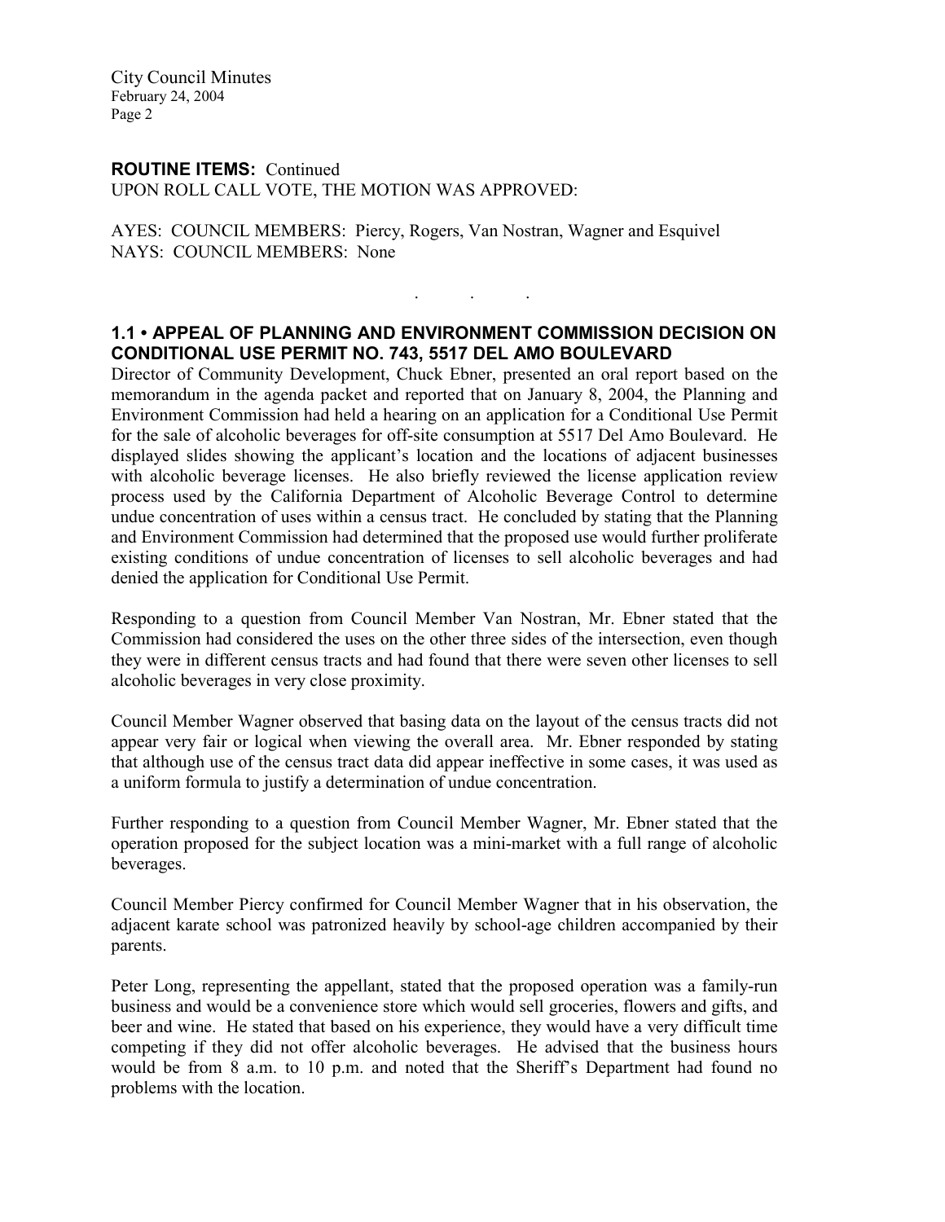**ROUTINE ITEMS:** Continued
UPON ROLL CALL VOTE, THE MOTION WAS APPROVED:

AYES: COUNCIL MEMBERS: Piercy, Rogers, Van Nostran, Wagner and Esquivel
NAYS: COUNCIL MEMBERS: None

. . .

## 1.1 • APPEAL OF PLANNING AND ENVIRONMENT COMMISSION DECISION ON CONDITIONAL USE PERMIT NO. 743, 5517 DEL AMO BOULEVARD

Director of Community Development, Chuck Ebner, presented an oral report based on the memorandum in the agenda packet and reported that on January 8, 2004, the Planning and Environment Commission had held a hearing on an application for a Conditional Use Permit for the sale of alcoholic beverages for off-site consumption at 5517 Del Amo Boulevard. He displayed slides showing the applicant's location and the locations of adjacent businesses with alcoholic beverage licenses. He also briefly reviewed the license application review process used by the California Department of Alcoholic Beverage Control to determine undue concentration of uses within a census tract. He concluded by stating that the Planning and Environment Commission had determined that the proposed use would further proliferate existing conditions of undue concentration of licenses to sell alcoholic beverages and had denied the application for Conditional Use Permit.

Responding to a question from Council Member Van Nostran, Mr. Ebner stated that the Commission had considered the uses on the other three sides of the intersection, even though they were in different census tracts and had found that there were seven other licenses to sell alcoholic beverages in very close proximity.

Council Member Wagner observed that basing data on the layout of the census tracts did not appear very fair or logical when viewing the overall area. Mr. Ebner responded by stating that although use of the census tract data did appear ineffective in some cases, it was used as a uniform formula to justify a determination of undue concentration.

Further responding to a question from Council Member Wagner, Mr. Ebner stated that the operation proposed for the subject location was a mini-market with a full range of alcoholic beverages.

Council Member Piercy confirmed for Council Member Wagner that in his observation, the adjacent karate school was patronized heavily by school-age children accompanied by their parents.

Peter Long, representing the appellant, stated that the proposed operation was a family-run business and would be a convenience store which would sell groceries, flowers and gifts, and beer and wine. He stated that based on his experience, they would have a very difficult time competing if they did not offer alcoholic beverages. He advised that the business hours would be from 8 a.m. to 10 p.m. and noted that the Sheriff's Department had found no problems with the location.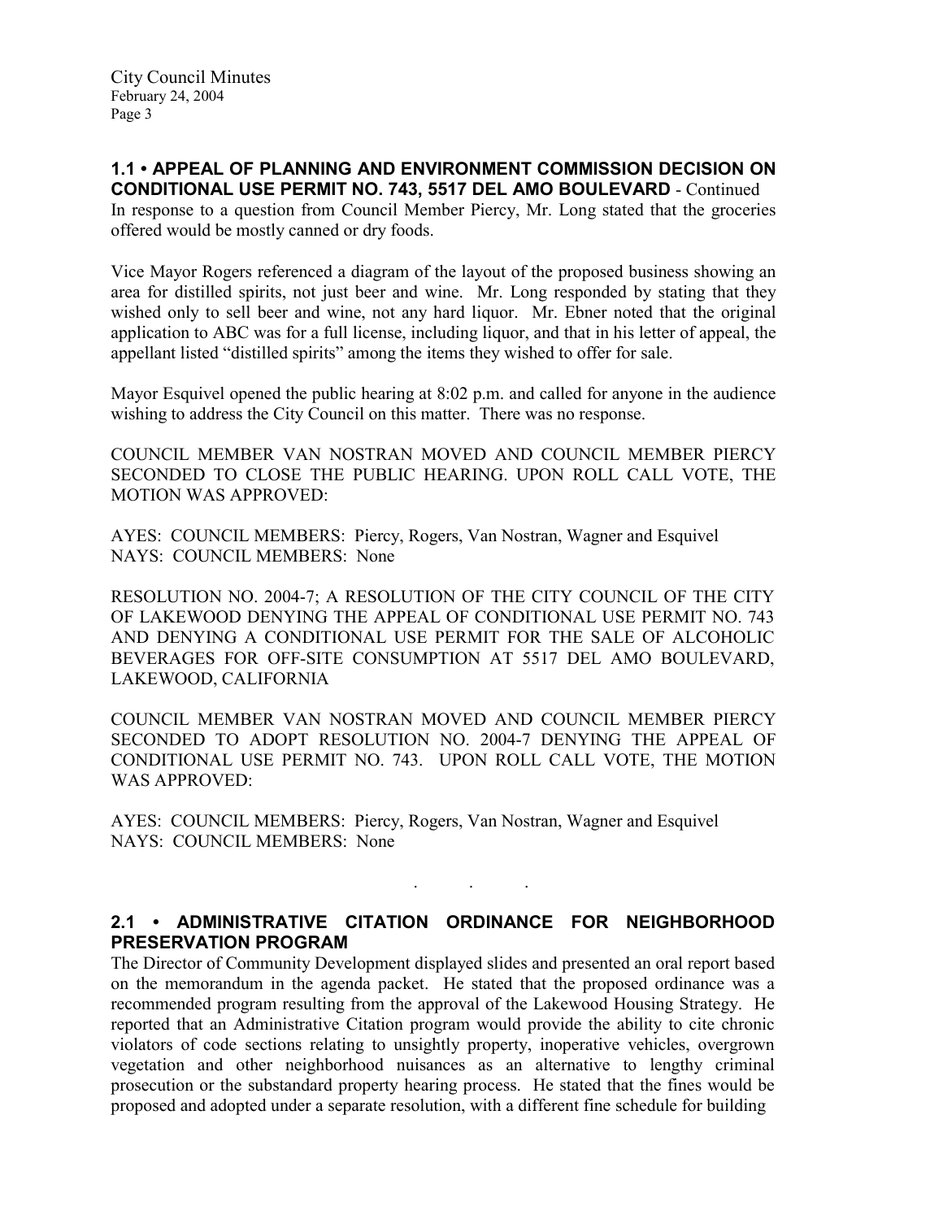## 1.1 • APPEAL OF PLANNING AND ENVIRONMENT COMMISSION DECISION ON CONDITIONAL USE PERMIT NO. 743, 5517 DEL AMO BOULEVARD - Continued

In response to a question from Council Member Piercy, Mr. Long stated that the groceries offered would be mostly canned or dry foods.

Vice Mayor Rogers referenced a diagram of the layout of the proposed business showing an area for distilled spirits, not just beer and wine. Mr. Long responded by stating that they wished only to sell beer and wine, not any hard liquor. Mr. Ebner noted that the original application to ABC was for a full license, including liquor, and that in his letter of appeal, the appellant listed "distilled spirits" among the items they wished to offer for sale.

Mayor Esquivel opened the public hearing at 8:02 p.m. and called for anyone in the audience wishing to address the City Council on this matter. There was no response.

COUNCIL MEMBER VAN NOSTRAN MOVED AND COUNCIL MEMBER PIERCY SECONDED TO CLOSE THE PUBLIC HEARING. UPON ROLL CALL VOTE, THE MOTION WAS APPROVED:

AYES: COUNCIL MEMBERS: Piercy, Rogers, Van Nostran, Wagner and Esquivel
NAYS: COUNCIL MEMBERS: None

RESOLUTION NO. 2004-7; A RESOLUTION OF THE CITY COUNCIL OF THE CITY OF LAKEWOOD DENYING THE APPEAL OF CONDITIONAL USE PERMIT NO. 743 AND DENYING A CONDITIONAL USE PERMIT FOR THE SALE OF ALCOHOLIC BEVERAGES FOR OFF-SITE CONSUMPTION AT 5517 DEL AMO BOULEVARD, LAKEWOOD, CALIFORNIA

COUNCIL MEMBER VAN NOSTRAN MOVED AND COUNCIL MEMBER PIERCY SECONDED TO ADOPT RESOLUTION NO. 2004-7 DENYING THE APPEAL OF CONDITIONAL USE PERMIT NO. 743. UPON ROLL CALL VOTE, THE MOTION WAS APPROVED:

AYES: COUNCIL MEMBERS: Piercy, Rogers, Van Nostran, Wagner and Esquivel
NAYS: COUNCIL MEMBERS: None

. . .

## 2.1 • ADMINISTRATIVE CITATION ORDINANCE FOR NEIGHBORHOOD PRESERVATION PROGRAM

The Director of Community Development displayed slides and presented an oral report based on the memorandum in the agenda packet. He stated that the proposed ordinance was a recommended program resulting from the approval of the Lakewood Housing Strategy. He reported that an Administrative Citation program would provide the ability to cite chronic violators of code sections relating to unsightly property, inoperative vehicles, overgrown vegetation and other neighborhood nuisances as an alternative to lengthy criminal prosecution or the substandard property hearing process. He stated that the fines would be proposed and adopted under a separate resolution, with a different fine schedule for building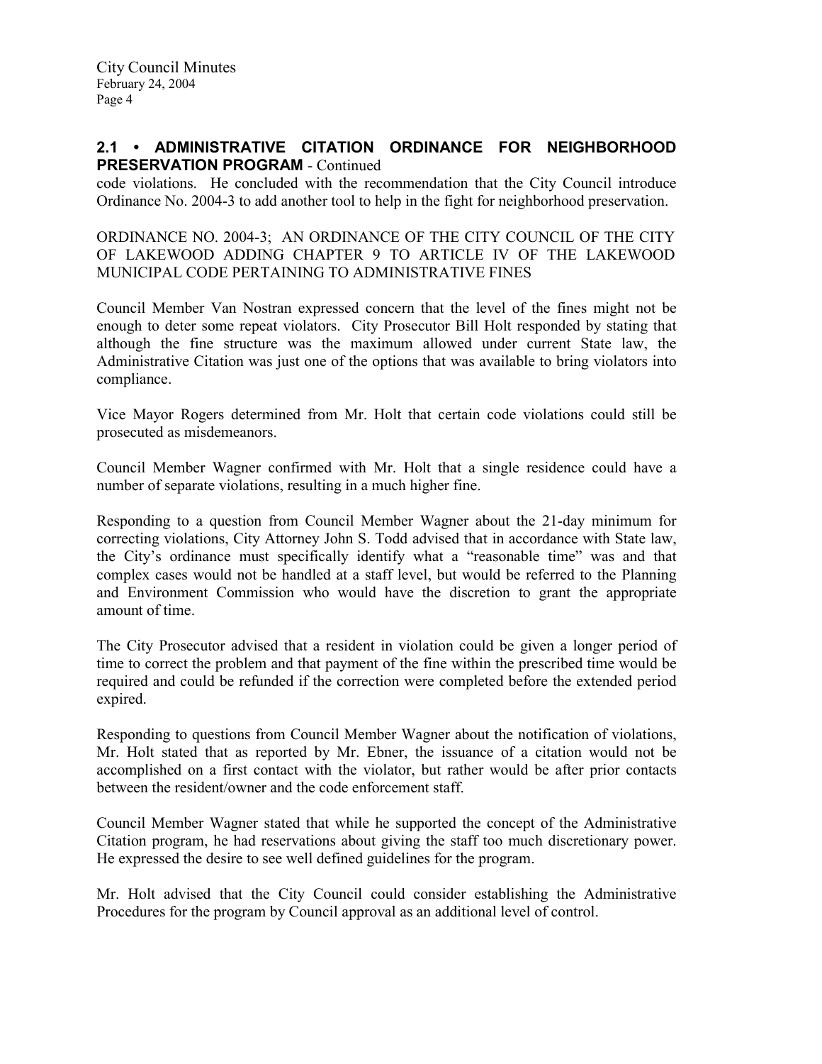## 2.1 • ADMINISTRATIVE CITATION ORDINANCE FOR NEIGHBORHOOD PRESERVATION PROGRAM - Continued

code violations. He concluded with the recommendation that the City Council introduce Ordinance No. 2004-3 to add another tool to help in the fight for neighborhood preservation.

ORDINANCE NO. 2004-3; AN ORDINANCE OF THE CITY COUNCIL OF THE CITY OF LAKEWOOD ADDING CHAPTER 9 TO ARTICLE IV OF THE LAKEWOOD MUNICIPAL CODE PERTAINING TO ADMINISTRATIVE FINES

Council Member Van Nostran expressed concern that the level of the fines might not be enough to deter some repeat violators. City Prosecutor Bill Holt responded by stating that although the fine structure was the maximum allowed under current State law, the Administrative Citation was just one of the options that was available to bring violators into compliance.

Vice Mayor Rogers determined from Mr. Holt that certain code violations could still be prosecuted as misdemeanors.

Council Member Wagner confirmed with Mr. Holt that a single residence could have a number of separate violations, resulting in a much higher fine.

Responding to a question from Council Member Wagner about the 21-day minimum for correcting violations, City Attorney John S. Todd advised that in accordance with State law, the City's ordinance must specifically identify what a "reasonable time" was and that complex cases would not be handled at a staff level, but would be referred to the Planning and Environment Commission who would have the discretion to grant the appropriate amount of time.

The City Prosecutor advised that a resident in violation could be given a longer period of time to correct the problem and that payment of the fine within the prescribed time would be required and could be refunded if the correction were completed before the extended period expired.

Responding to questions from Council Member Wagner about the notification of violations, Mr. Holt stated that as reported by Mr. Ebner, the issuance of a citation would not be accomplished on a first contact with the violator, but rather would be after prior contacts between the resident/owner and the code enforcement staff.

Council Member Wagner stated that while he supported the concept of the Administrative Citation program, he had reservations about giving the staff too much discretionary power. He expressed the desire to see well defined guidelines for the program.

Mr. Holt advised that the City Council could consider establishing the Administrative Procedures for the program by Council approval as an additional level of control.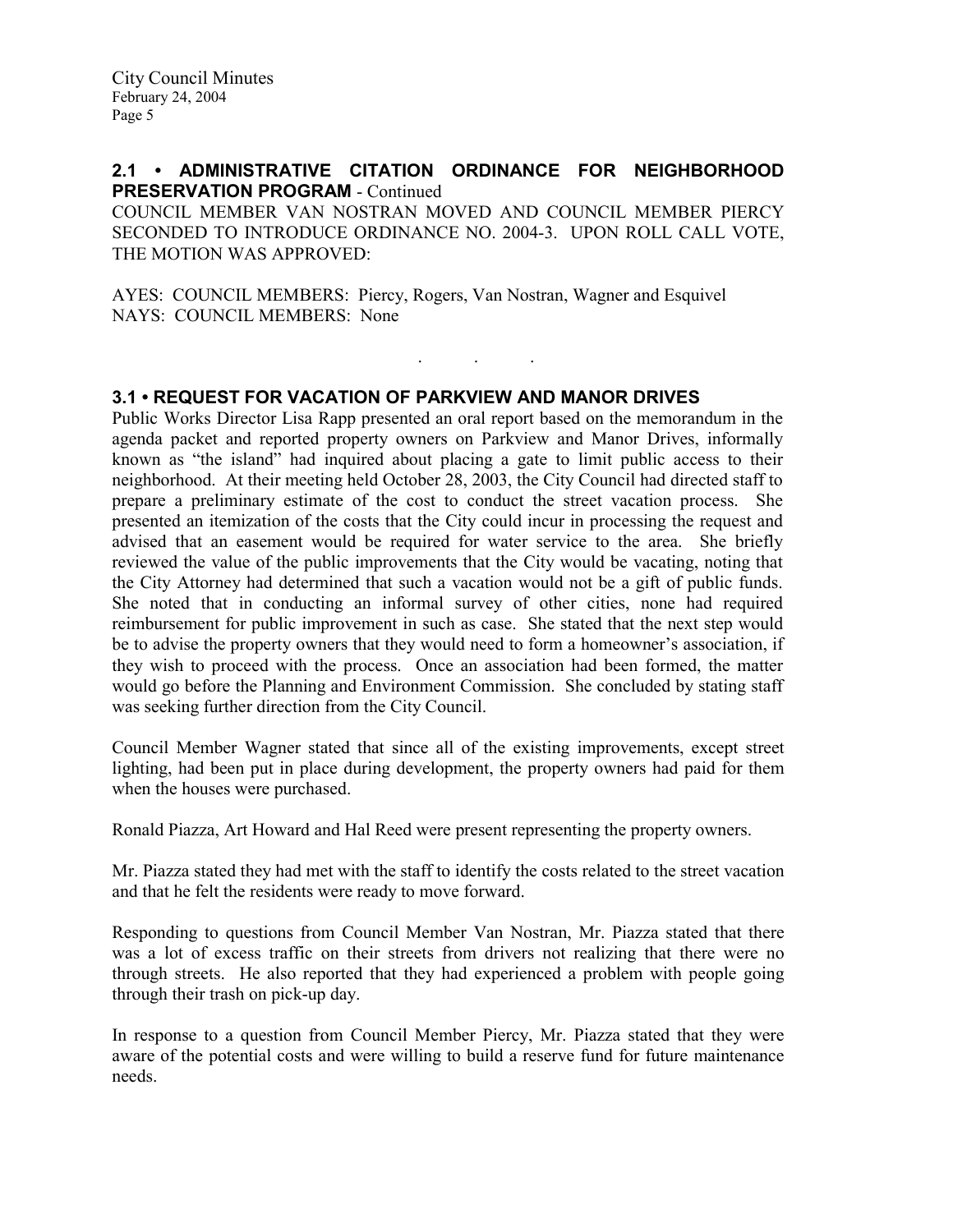## 2.1 • ADMINISTRATIVE CITATION ORDINANCE FOR NEIGHBORHOOD PRESERVATION PROGRAM - Continued

COUNCIL MEMBER VAN NOSTRAN MOVED AND COUNCIL MEMBER PIERCY SECONDED TO INTRODUCE ORDINANCE NO. 2004-3. UPON ROLL CALL VOTE, THE MOTION WAS APPROVED:

AYES: COUNCIL MEMBERS: Piercy, Rogers, Van Nostran, Wagner and Esquivel
NAYS: COUNCIL MEMBERS: None

. . .

## 3.1 • REQUEST FOR VACATION OF PARKVIEW AND MANOR DRIVES

Public Works Director Lisa Rapp presented an oral report based on the memorandum in the agenda packet and reported property owners on Parkview and Manor Drives, informally known as "the island" had inquired about placing a gate to limit public access to their neighborhood. At their meeting held October 28, 2003, the City Council had directed staff to prepare a preliminary estimate of the cost to conduct the street vacation process. She presented an itemization of the costs that the City could incur in processing the request and advised that an easement would be required for water service to the area. She briefly reviewed the value of the public improvements that the City would be vacating, noting that the City Attorney had determined that such a vacation would not be a gift of public funds. She noted that in conducting an informal survey of other cities, none had required reimbursement for public improvement in such as case. She stated that the next step would be to advise the property owners that they would need to form a homeowner's association, if they wish to proceed with the process. Once an association had been formed, the matter would go before the Planning and Environment Commission. She concluded by stating staff was seeking further direction from the City Council.

Council Member Wagner stated that since all of the existing improvements, except street lighting, had been put in place during development, the property owners had paid for them when the houses were purchased.

Ronald Piazza, Art Howard and Hal Reed were present representing the property owners.

Mr. Piazza stated they had met with the staff to identify the costs related to the street vacation and that he felt the residents were ready to move forward.

Responding to questions from Council Member Van Nostran, Mr. Piazza stated that there was a lot of excess traffic on their streets from drivers not realizing that there were no through streets. He also reported that they had experienced a problem with people going through their trash on pick-up day.

In response to a question from Council Member Piercy, Mr. Piazza stated that they were aware of the potential costs and were willing to build a reserve fund for future maintenance needs.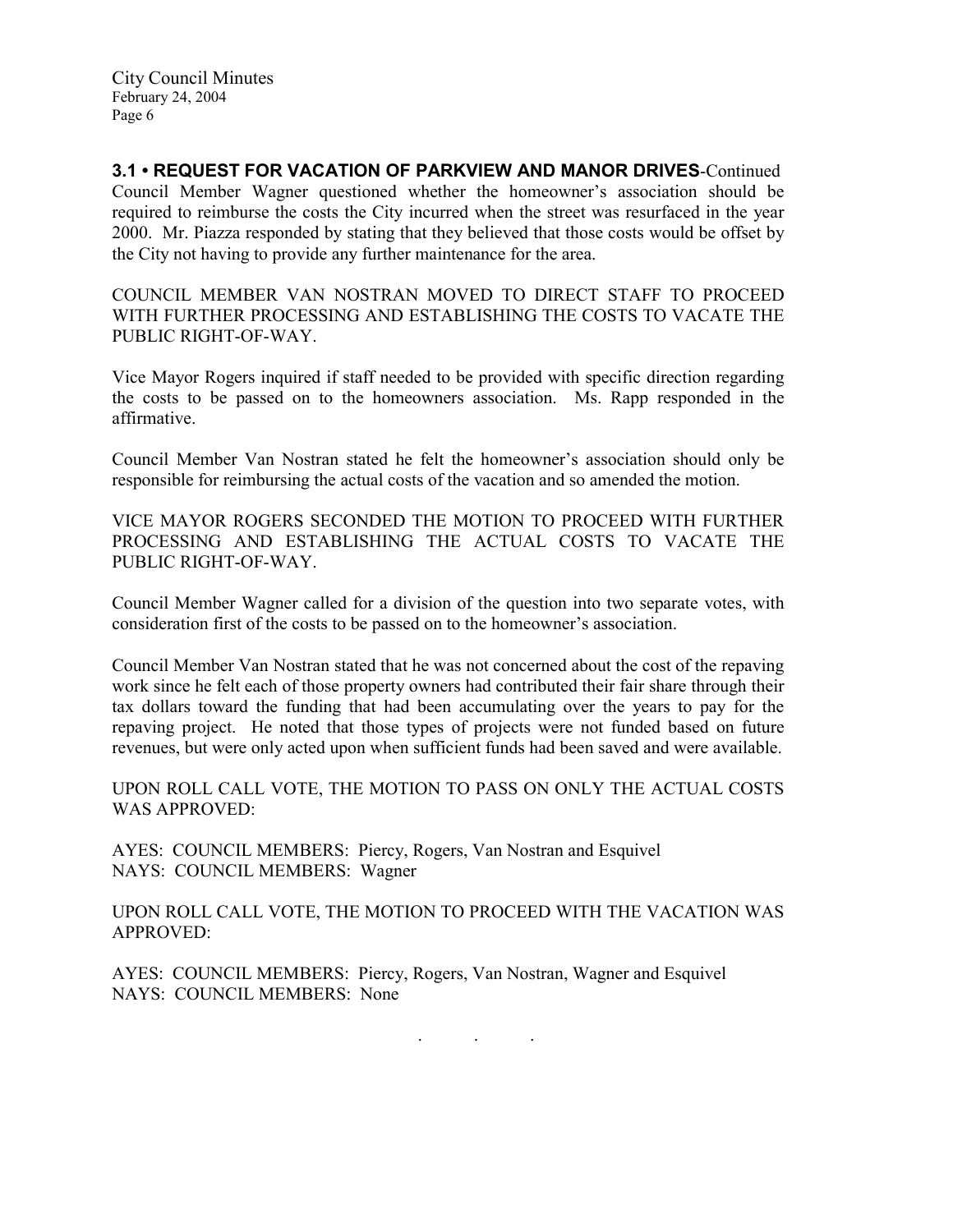**3.1 • REQUEST FOR VACATION OF PARKVIEW AND MANOR DRIVES**-Continued

Council Member Wagner questioned whether the homeowner's association should be required to reimburse the costs the City incurred when the street was resurfaced in the year 2000. Mr. Piazza responded by stating that they believed that those costs would be offset by the City not having to provide any further maintenance for the area.

COUNCIL MEMBER VAN NOSTRAN MOVED TO DIRECT STAFF TO PROCEED WITH FURTHER PROCESSING AND ESTABLISHING THE COSTS TO VACATE THE PUBLIC RIGHT-OF-WAY.

Vice Mayor Rogers inquired if staff needed to be provided with specific direction regarding the costs to be passed on to the homeowners association. Ms. Rapp responded in the affirmative.

Council Member Van Nostran stated he felt the homeowner's association should only be responsible for reimbursing the actual costs of the vacation and so amended the motion.

VICE MAYOR ROGERS SECONDED THE MOTION TO PROCEED WITH FURTHER PROCESSING AND ESTABLISHING THE ACTUAL COSTS TO VACATE THE PUBLIC RIGHT-OF-WAY.

Council Member Wagner called for a division of the question into two separate votes, with consideration first of the costs to be passed on to the homeowner's association.

Council Member Van Nostran stated that he was not concerned about the cost of the repaving work since he felt each of those property owners had contributed their fair share through their tax dollars toward the funding that had been accumulating over the years to pay for the repaving project. He noted that those types of projects were not funded based on future revenues, but were only acted upon when sufficient funds had been saved and were available.

UPON ROLL CALL VOTE, THE MOTION TO PASS ON ONLY THE ACTUAL COSTS WAS APPROVED:

AYES: COUNCIL MEMBERS: Piercy, Rogers, Van Nostran and Esquivel
NAYS: COUNCIL MEMBERS: Wagner

UPON ROLL CALL VOTE, THE MOTION TO PROCEED WITH THE VACATION WAS APPROVED:

AYES: COUNCIL MEMBERS: Piercy, Rogers, Van Nostran, Wagner and Esquivel
NAYS: COUNCIL MEMBERS: None

. . .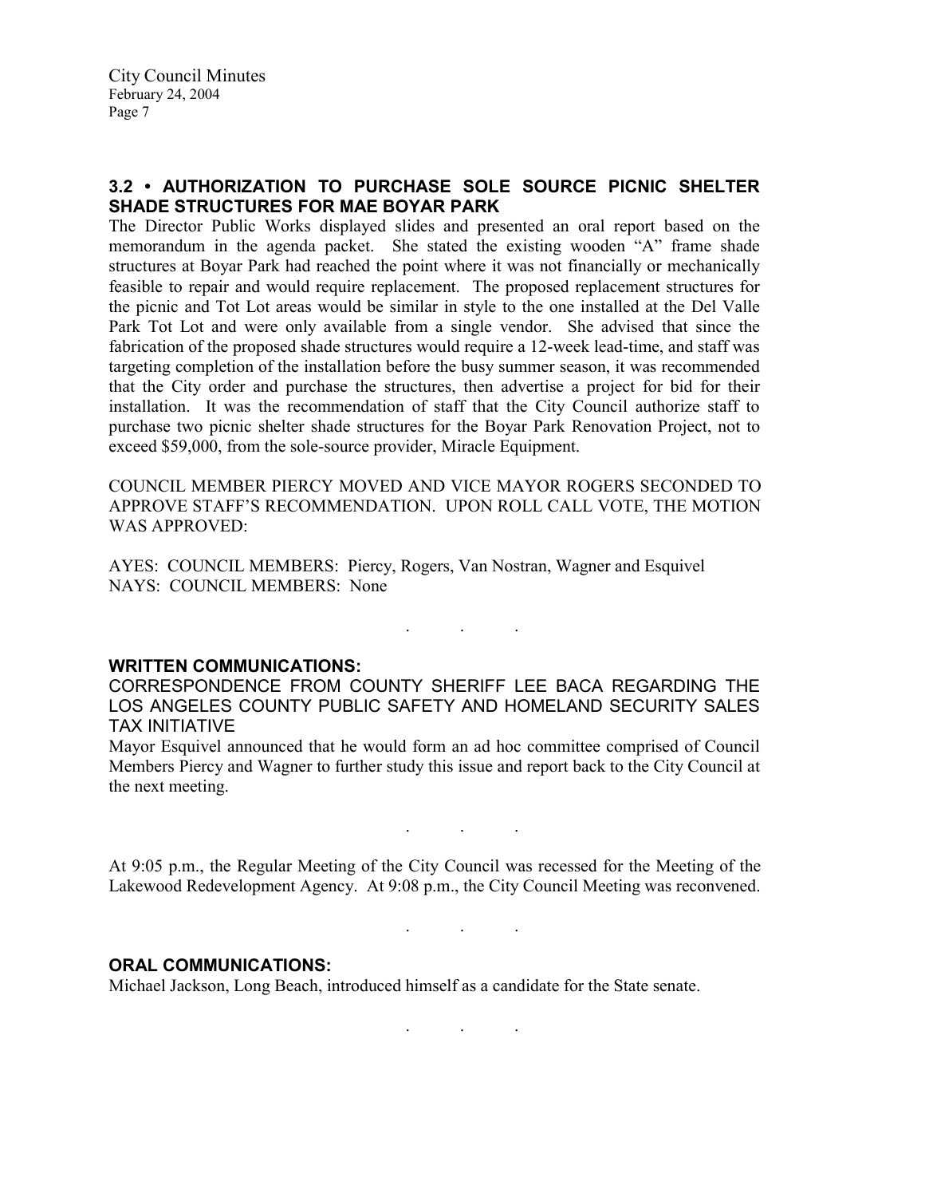### 3.2 • AUTHORIZATION TO PURCHASE SOLE SOURCE PICNIC SHELTER SHADE STRUCTURES FOR MAE BOYAR PARK

The Director Public Works displayed slides and presented an oral report based on the memorandum in the agenda packet. She stated the existing wooden "A" frame shade structures at Boyar Park had reached the point where it was not financially or mechanically feasible to repair and would require replacement. The proposed replacement structures for the picnic and Tot Lot areas would be similar in style to the one installed at the Del Valle Park Tot Lot and were only available from a single vendor. She advised that since the fabrication of the proposed shade structures would require a 12-week lead-time, and staff was targeting completion of the installation before the busy summer season, it was recommended that the City order and purchase the structures, then advertise a project for bid for their installation. It was the recommendation of staff that the City Council authorize staff to purchase two picnic shelter shade structures for the Boyar Park Renovation Project, not to exceed $59,000, from the sole-source provider, Miracle Equipment.

COUNCIL MEMBER PIERCY MOVED AND VICE MAYOR ROGERS SECONDED TO APPROVE STAFF'S RECOMMENDATION. UPON ROLL CALL VOTE, THE MOTION WAS APPROVED:

AYES: COUNCIL MEMBERS: Piercy, Rogers, Van Nostran, Wagner and Esquivel
NAYS: COUNCIL MEMBERS: None

. . .

### WRITTEN COMMUNICATIONS:

CORRESPONDENCE FROM COUNTY SHERIFF LEE BACA REGARDING THE LOS ANGELES COUNTY PUBLIC SAFETY AND HOMELAND SECURITY SALES TAX INITIATIVE

Mayor Esquivel announced that he would form an ad hoc committee comprised of Council Members Piercy and Wagner to further study this issue and report back to the City Council at the next meeting.

. . .

At 9:05 p.m., the Regular Meeting of the City Council was recessed for the Meeting of the Lakewood Redevelopment Agency. At 9:08 p.m., the City Council Meeting was reconvened.

. . .

### ORAL COMMUNICATIONS:

Michael Jackson, Long Beach, introduced himself as a candidate for the State senate.

. . .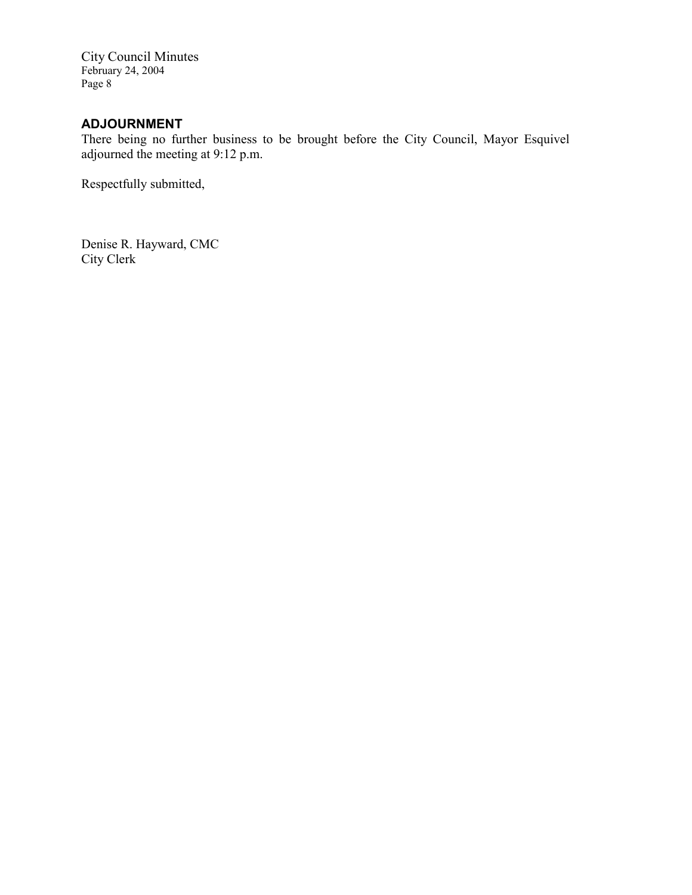## ADJOURNMENT

There being no further business to be brought before the City Council, Mayor Esquivel adjourned the meeting at 9:12 p.m.

Respectfully submitted,

Denise R. Hayward, CMC
City Clerk